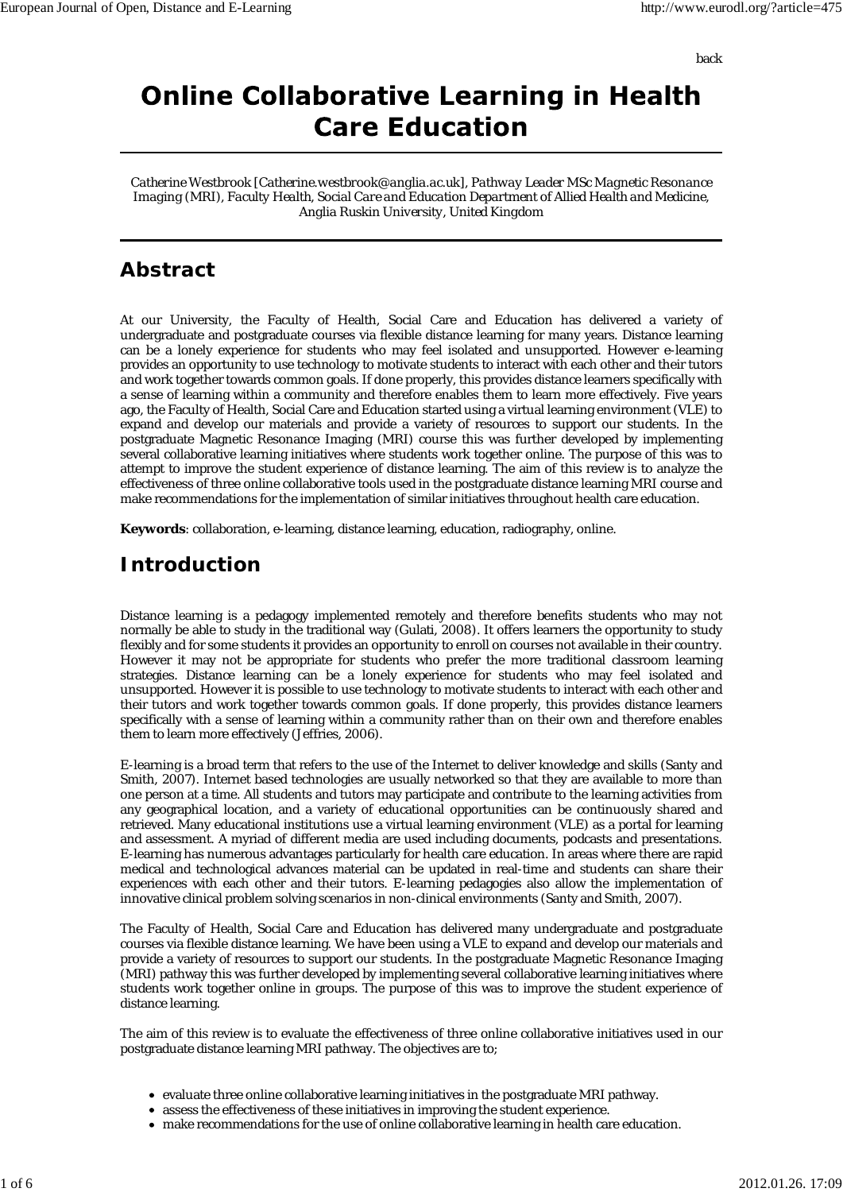back

# Online Collaborative Learning in Health Care Education

*Catherine Westbrook [Catherine.westbrook@anglia.ac.uk], Pathway Leader MSc Magnetic Resonance Imaging (MRI), Faculty Health, Social Care and Education Department of Allied Health and Medicine, Anglia Ruskin University, United Kingdom*

## Abstract

At our University, the Faculty of Health, Social Care and Education has delivered a variety of undergraduate and postgraduate courses via flexible distance learning for many years. Distance learning can be a lonely experience for students who may feel isolated and unsupported. However e-learning provides an opportunity to use technology to motivate students to interact with each other and their tutors and work together towards common goals. If done properly, this provides distance learners specifically with a sense of learning within a community and therefore enables them to learn more effectively. Five years ago, the Faculty of Health, Social Care and Education started using a virtual learning environment (VLE) to expand and develop our materials and provide a variety of resources to support our students. In the postgraduate Magnetic Resonance Imaging (MRI) course this was further developed by implementing several collaborative learning initiatives where students work together online. The purpose of this was to attempt to improve the student experience of distance learning. The aim of this review is to analyze the effectiveness of three online collaborative tools used in the postgraduate distance learning MRI course and make recommendations for the implementation of similar initiatives throughout health care education.

**Keywords**: collaboration, e-learning, distance learning, education, radiography, online.

## Introduction

Distance learning is a pedagogy implemented remotely and therefore benefits students who may not normally be able to study in the traditional way (Gulati, 2008). It offers learners the opportunity to study flexibly and for some students it provides an opportunity to enroll on courses not available in their country. However it may not be appropriate for students who prefer the more traditional classroom learning strategies. Distance learning can be a lonely experience for students who may feel isolated and unsupported. However it is possible to use technology to motivate students to interact with each other and their tutors and work together towards common goals. If done properly, this provides distance learners specifically with a sense of learning within a community rather than on their own and therefore enables them to learn more effectively (Jeffries, 2006).

E-learning is a broad term that refers to the use of the Internet to deliver knowledge and skills (Santy and Smith, 2007). Internet based technologies are usually networked so that they are available to more than one person at a time. All students and tutors may participate and contribute to the learning activities from any geographical location, and a variety of educational opportunities can be continuously shared and retrieved. Many educational institutions use a virtual learning environment (VLE) as a portal for learning and assessment. A myriad of different media are used including documents, podcasts and presentations. E-learning has numerous advantages particularly for health care education. In areas where there are rapid medical and technological advances material can be updated in real-time and students can share their experiences with each other and their tutors. E-learning pedagogies also allow the implementation of innovative clinical problem solving scenarios in non-clinical environments (Santy and Smith, 2007).

The Faculty of Health, Social Care and Education has delivered many undergraduate and postgraduate courses via flexible distance learning. We have been using a VLE to expand and develop our materials and provide a variety of resources to support our students. In the postgraduate Magnetic Resonance Imaging (MRI) pathway this was further developed by implementing several collaborative learning initiatives where students work together online in groups. The purpose of this was to improve the student experience of distance learning.

The aim of this review is to evaluate the effectiveness of three online collaborative initiatives used in our postgraduate distance learning MRI pathway. The objectives are to;

- evaluate three online collaborative learning initiatives in the postgraduate MRI pathway.
- assess the effectiveness of these initiatives in improving the student experience.
- make recommendations for the use of online collaborative learning in health care education.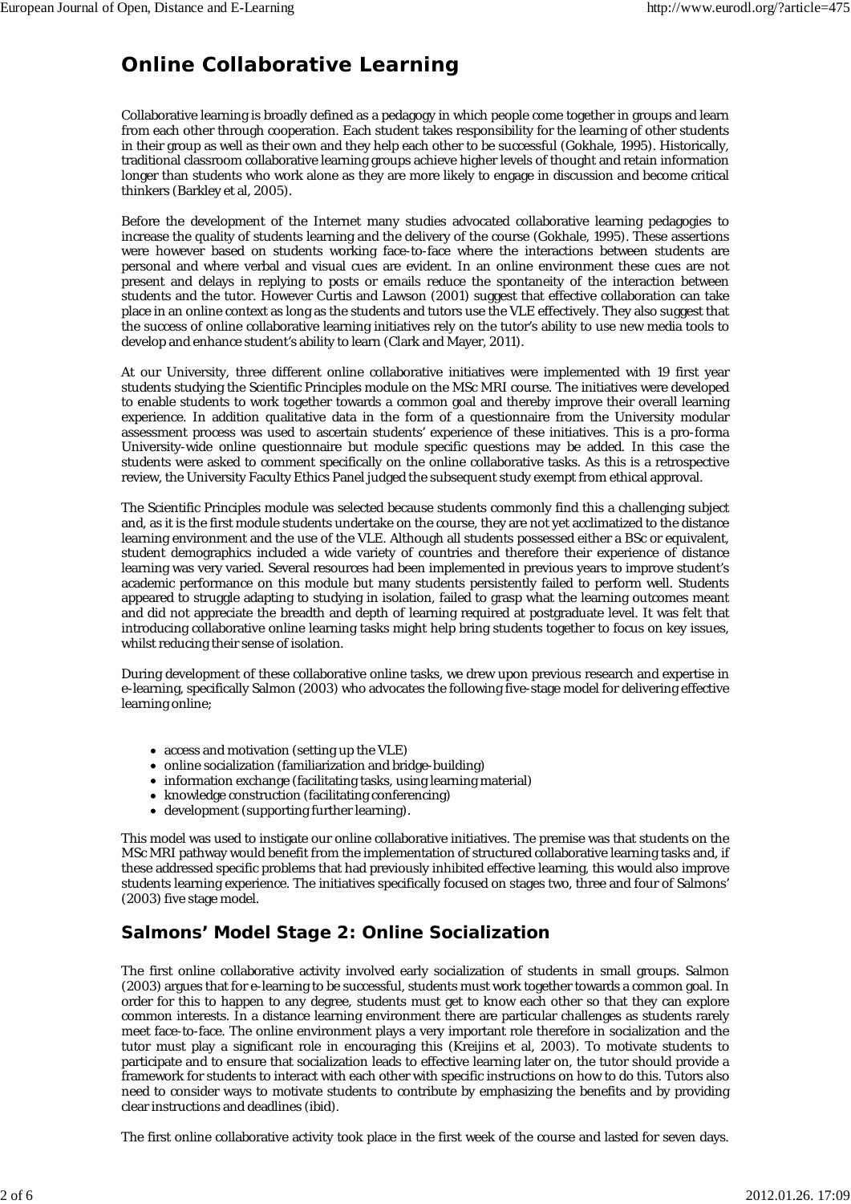## Online Collaborative Learning

Collaborative learning is broadly defined as a pedagogy in which people come together in groups and learn from each other through cooperation. Each student takes responsibility for the learning of other students in their group as well as their own and they help each other to be successful (Gokhale, 1995). Historically, traditional classroom collaborative learning groups achieve higher levels of thought and retain information longer than students who work alone as they are more likely to engage in discussion and become critical thinkers (Barkley et al, 2005).

Before the development of the Internet many studies advocated collaborative learning pedagogies to increase the quality of students learning and the delivery of the course (Gokhale, 1995). These assertions were however based on students working face-to-face where the interactions between students are personal and where verbal and visual cues are evident. In an online environment these cues are not present and delays in replying to posts or emails reduce the spontaneity of the interaction between students and the tutor. However Curtis and Lawson (2001) suggest that effective collaboration can take place in an online context as long as the students and tutors use the VLE effectively. They also suggest that the success of online collaborative learning initiatives rely on the tutor's ability to use new media tools to develop and enhance student's ability to learn (Clark and Mayer, 2011).

At our University, three different online collaborative initiatives were implemented with 19 first year students studying the Scientific Principles module on the MSc MRI course. The initiatives were developed to enable students to work together towards a common goal and thereby improve their overall learning experience. In addition qualitative data in the form of a questionnaire from the University modular assessment process was used to ascertain students' experience of these initiatives. This is a pro-forma University-wide online questionnaire but module specific questions may be added. In this case the students were asked to comment specifically on the online collaborative tasks. As this is a retrospective review, the University Faculty Ethics Panel judged the subsequent study exempt from ethical approval.

The Scientific Principles module was selected because students commonly find this a challenging subject and, as it is the first module students undertake on the course, they are not yet acclimatized to the distance learning environment and the use of the VLE. Although all students possessed either a BSc or equivalent, student demographics included a wide variety of countries and therefore their experience of distance learning was very varied. Several resources had been implemented in previous years to improve student's academic performance on this module but many students persistently failed to perform well. Students appeared to struggle adapting to studying in isolation, failed to grasp what the learning outcomes meant and did not appreciate the breadth and depth of learning required at postgraduate level. It was felt that introducing collaborative online learning tasks might help bring students together to focus on key issues, whilst reducing their sense of isolation.

During development of these collaborative online tasks, we drew upon previous research and expertise in e-learning, specifically Salmon (2003) who advocates the following five-stage model for delivering effective learning online;

- access and motivation (setting up the VLE)
- online socialization (familiarization and bridge-building)
- information exchange (facilitating tasks, using learning material)
- knowledge construction (facilitating conferencing)
- development (supporting further learning).

This model was used to instigate our online collaborative initiatives. The premise was that students on the MSc MRI pathway would benefit from the implementation of structured collaborative learning tasks and, if these addressed specific problems that had previously inhibited effective learning, this would also improve students learning experience. The initiatives specifically focused on stages two, three and four of Salmons' (2003) five stage model.

## Salmons' Model Stage 2: Online Socialization

The first online collaborative activity involved early socialization of students in small groups. Salmon (2003) argues that for e-learning to be successful, students must work together towards a common goal. In order for this to happen to any degree, students must get to know each other so that they can explore common interests. In a distance learning environment there are particular challenges as students rarely meet face-to-face. The online environment plays a very important role therefore in socialization and the tutor must play a significant role in encouraging this (Kreijins et al, 2003). To motivate students to participate and to ensure that socialization leads to effective learning later on, the tutor should provide a framework for students to interact with each other with specific instructions on how to do this. Tutors also need to consider ways to motivate students to contribute by emphasizing the benefits and by providing clear instructions and deadlines (ibid).

The first online collaborative activity took place in the first week of the course and lasted for seven days.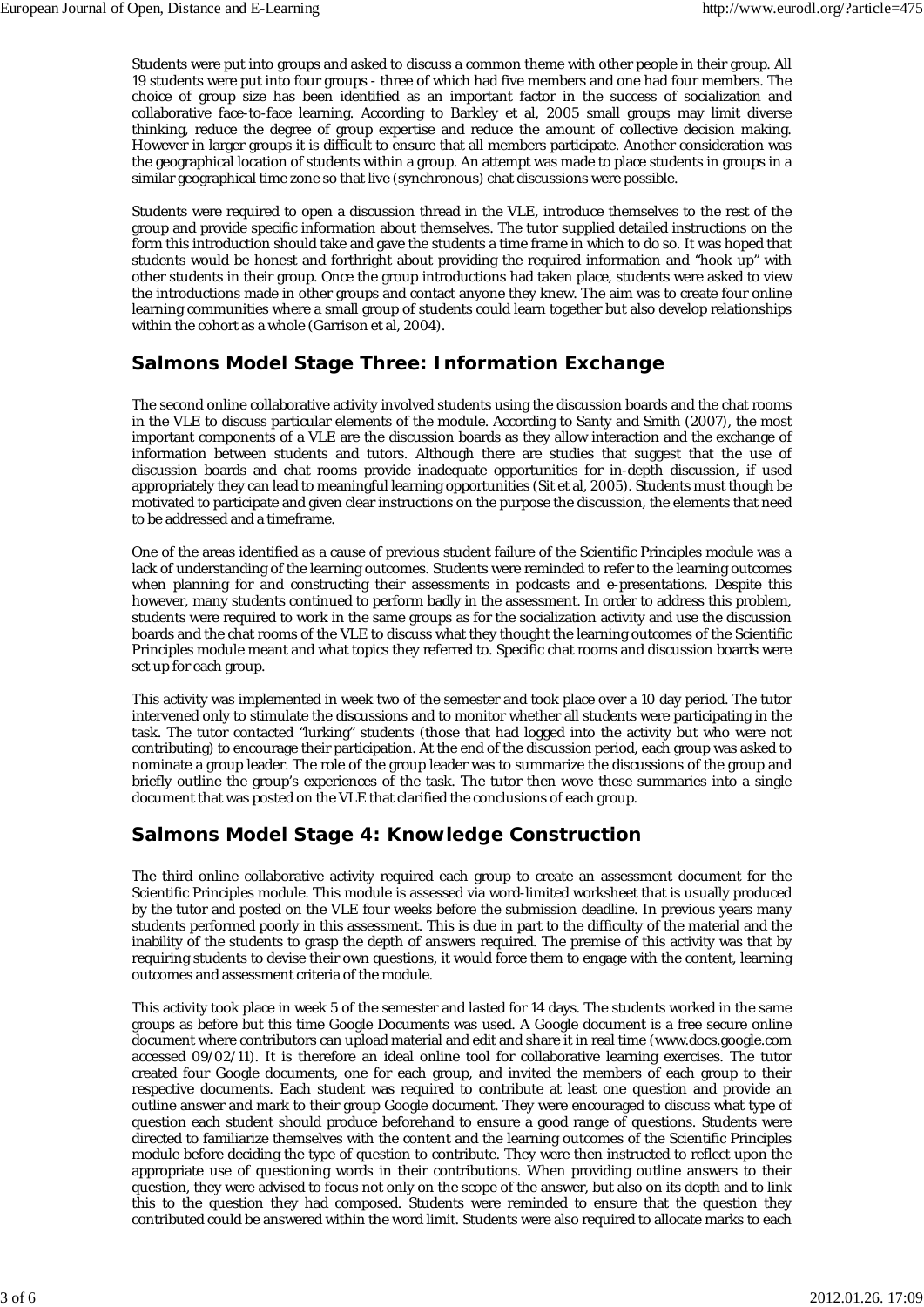Students were put into groups and asked to discuss a common theme with other people in their group. All 19 students were put into four groups - three of which had five members and one had four members. The choice of group size has been identified as an important factor in the success of socialization and collaborative face-to-face learning. According to Barkley et al, 2005 small groups may limit diverse thinking, reduce the degree of group expertise and reduce the amount of collective decision making. However in larger groups it is difficult to ensure that all members participate. Another consideration was the geographical location of students within a group. An attempt was made to place students in groups in a similar geographical time zone so that live (synchronous) chat discussions were possible.

Students were required to open a discussion thread in the VLE, introduce themselves to the rest of the group and provide specific information about themselves. The tutor supplied detailed instructions on the form this introduction should take and gave the students a time frame in which to do so. It was hoped that students would be honest and forthright about providing the required information and "hook up" with other students in their group. Once the group introductions had taken place, students were asked to view the introductions made in other groups and contact anyone they knew. The aim was to create four online learning communities where a small group of students could learn together but also develop relationships within the cohort as a whole (Garrison et al, 2004).

## Salmons Model Stage Three: Information Exchange

The second online collaborative activity involved students using the discussion boards and the chat rooms in the VLE to discuss particular elements of the module. According to Santy and Smith (2007), the most important components of a VLE are the discussion boards as they allow interaction and the exchange of information between students and tutors. Although there are studies that suggest that the use of discussion boards and chat rooms provide inadequate opportunities for in-depth discussion, if used appropriately they can lead to meaningful learning opportunities (Sit et al, 2005). Students must though be motivated to participate and given clear instructions on the purpose the discussion, the elements that need to be addressed and a timeframe.

One of the areas identified as a cause of previous student failure of the Scientific Principles module was a lack of understanding of the learning outcomes. Students were reminded to refer to the learning outcomes when planning for and constructing their assessments in podcasts and e-presentations. Despite this however, many students continued to perform badly in the assessment. In order to address this problem, students were required to work in the same groups as for the socialization activity and use the discussion boards and the chat rooms of the VLE to discuss what they thought the learning outcomes of the Scientific Principles module meant and what topics they referred to. Specific chat rooms and discussion boards were set up for each group.

This activity was implemented in week two of the semester and took place over a 10 day period. The tutor intervened only to stimulate the discussions and to monitor whether all students were participating in the task. The tutor contacted "lurking" students (those that had logged into the activity but who were not contributing) to encourage their participation. At the end of the discussion period, each group was asked to nominate a group leader. The role of the group leader was to summarize the discussions of the group and briefly outline the group's experiences of the task. The tutor then wove these summaries into a single document that was posted on the VLE that clarified the conclusions of each group.

## Salmons Model Stage 4: Knowledge Construction

The third online collaborative activity required each group to create an assessment document for the Scientific Principles module. This module is assessed via word-limited worksheet that is usually produced by the tutor and posted on the VLE four weeks before the submission deadline. In previous years many students performed poorly in this assessment. This is due in part to the difficulty of the material and the inability of the students to grasp the depth of answers required. The premise of this activity was that by requiring students to devise their own questions, it would force them to engage with the content, learning outcomes and assessment criteria of the module.

This activity took place in week 5 of the semester and lasted for 14 days. The students worked in the same groups as before but this time Google Documents was used. A Google document is a free secure online document where contributors can upload material and edit and share it in real time (www.docs.google.com accessed 09/02/11). It is therefore an ideal online tool for collaborative learning exercises. The tutor created four Google documents, one for each group, and invited the members of each group to their respective documents. Each student was required to contribute at least one question and provide an outline answer and mark to their group Google document. They were encouraged to discuss what type of question each student should produce beforehand to ensure a good range of questions. Students were directed to familiarize themselves with the content and the learning outcomes of the Scientific Principles module before deciding the type of question to contribute. They were then instructed to reflect upon the appropriate use of questioning words in their contributions. When providing outline answers to their question, they were advised to focus not only on the scope of the answer, but also on its depth and to link this to the question they had composed. Students were reminded to ensure that the question they contributed could be answered within the word limit. Students were also required to allocate marks to each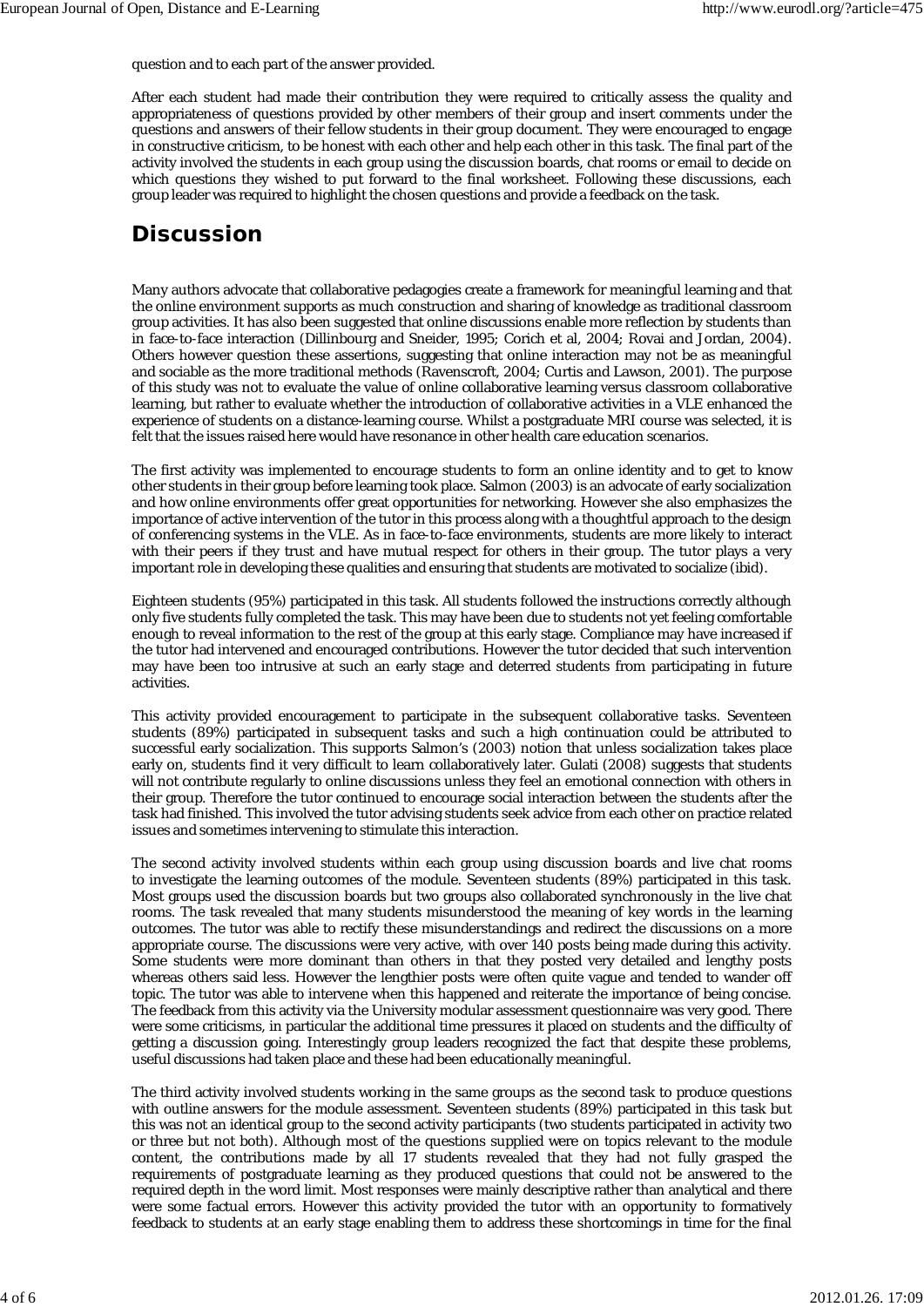question and to each part of the answer provided.

After each student had made their contribution they were required to critically assess the quality and appropriateness of questions provided by other members of their group and insert comments under the questions and answers of their fellow students in their group document. They were encouraged to engage in constructive criticism, to be honest with each other and help each other in this task. The final part of the activity involved the students in each group using the discussion boards, chat rooms or email to decide on which questions they wished to put forward to the final worksheet. Following these discussions, each group leader was required to highlight the chosen questions and provide a feedback on the task.

# Discussion

Many authors advocate that collaborative pedagogies create a framework for meaningful learning and that the online environment supports as much construction and sharing of knowledge as traditional classroom group activities. It has also been suggested that online discussions enable more reflection by students than in face-to-face interaction (Dillinbourg and Sneider, 1995; Corich et al, 2004; Rovai and Jordan, 2004). Others however question these assertions, suggesting that online interaction may not be as meaningful and sociable as the more traditional methods (Ravenscroft, 2004; Curtis and Lawson, 2001). The purpose of this study was not to evaluate the value of online collaborative learning versus classroom collaborative learning, but rather to evaluate whether the introduction of collaborative activities in a VLE enhanced the experience of students on a distance-learning course. Whilst a postgraduate MRI course was selected, it is felt that the issues raised here would have resonance in other health care education scenarios.

The first activity was implemented to encourage students to form an online identity and to get to know other students in their group before learning took place. Salmon (2003) is an advocate of early socialization and how online environments offer great opportunities for networking. However she also emphasizes the importance of active intervention of the tutor in this process along with a thoughtful approach to the design of conferencing systems in the VLE. As in face-to-face environments, students are more likely to interact with their peers if they trust and have mutual respect for others in their group. The tutor plays a very important role in developing these qualities and ensuring that students are motivated to socialize (ibid).

Eighteen students (95%) participated in this task. All students followed the instructions correctly although only five students fully completed the task. This may have been due to students not yet feeling comfortable enough to reveal information to the rest of the group at this early stage. Compliance may have increased if the tutor had intervened and encouraged contributions. However the tutor decided that such intervention may have been too intrusive at such an early stage and deterred students from participating in future activities.

This activity provided encouragement to participate in the subsequent collaborative tasks. Seventeen students (89%) participated in subsequent tasks and such a high continuation could be attributed to successful early socialization. This supports Salmon's (2003) notion that unless socialization takes place early on, students find it very difficult to learn collaboratively later. Gulati (2008) suggests that students will not contribute regularly to online discussions unless they feel an emotional connection with others in their group. Therefore the tutor continued to encourage social interaction between the students after the task had finished. This involved the tutor advising students seek advice from each other on practice related issues and sometimes intervening to stimulate this interaction.

The second activity involved students within each group using discussion boards and live chat rooms to investigate the learning outcomes of the module. Seventeen students (89%) participated in this task. Most groups used the discussion boards but two groups also collaborated synchronously in the live chat rooms. The task revealed that many students misunderstood the meaning of key words in the learning outcomes. The tutor was able to rectify these misunderstandings and redirect the discussions on a more appropriate course. The discussions were very active, with over 140 posts being made during this activity. Some students were more dominant than others in that they posted very detailed and lengthy posts whereas others said less. However the lengthier posts were often quite vague and tended to wander off topic. The tutor was able to intervene when this happened and reiterate the importance of being concise. The feedback from this activity via the University modular assessment questionnaire was very good. There were some criticisms, in particular the additional time pressures it placed on students and the difficulty of getting a discussion going. Interestingly group leaders recognized the fact that despite these problems, useful discussions had taken place and these had been educationally meaningful.

The third activity involved students working in the same groups as the second task to produce questions with outline answers for the module assessment. Seventeen students (89%) participated in this task but this was not an identical group to the second activity participants (two students participated in activity two or three but not both). Although most of the questions supplied were on topics relevant to the module content, the contributions made by all 17 students revealed that they had not fully grasped the requirements of postgraduate learning as they produced questions that could not be answered to the required depth in the word limit. Most responses were mainly descriptive rather than analytical and there were some factual errors. However this activity provided the tutor with an opportunity to formatively feedback to students at an early stage enabling them to address these shortcomings in time for the final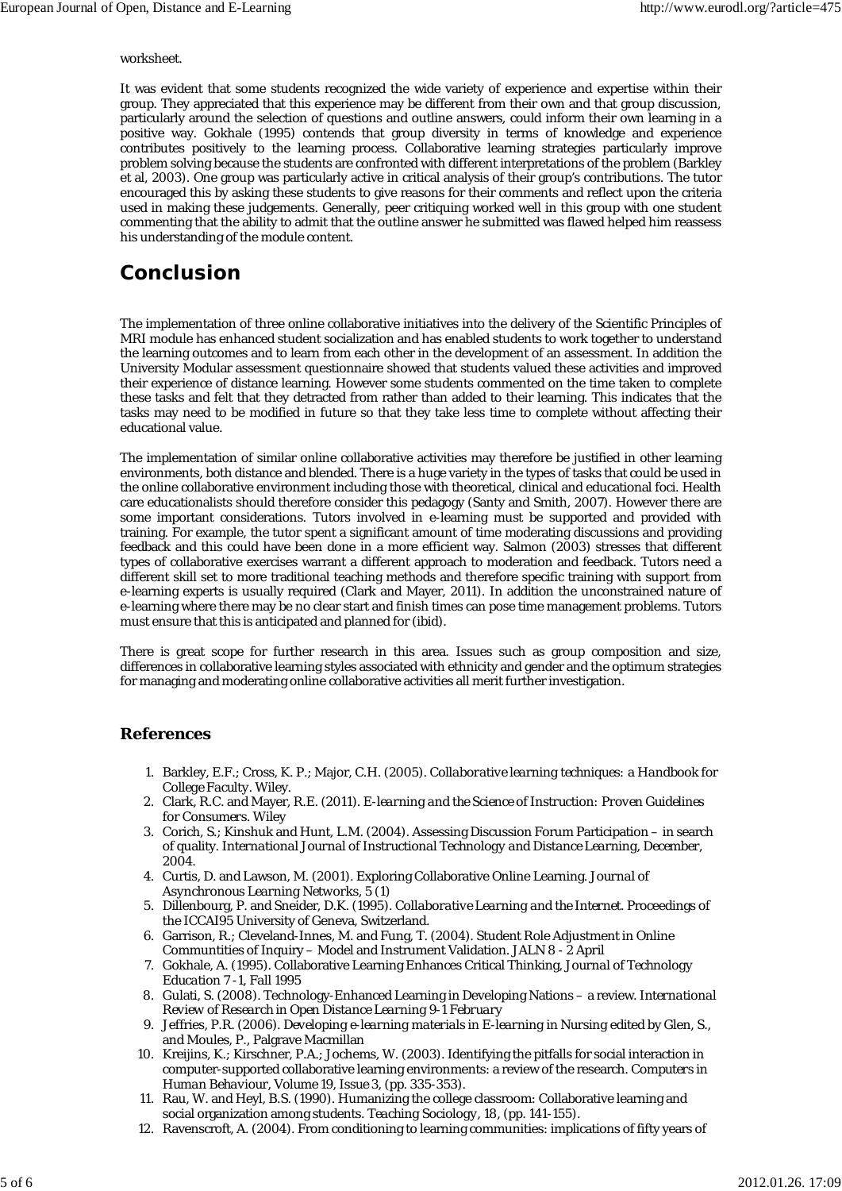worksheet.

It was evident that some students recognized the wide variety of experience and expertise within their group. They appreciated that this experience may be different from their own and that group discussion, particularly around the selection of questions and outline answers, could inform their own learning in a positive way. Gokhale (1995) contends that group diversity in terms of knowledge and experience contributes positively to the learning process. Collaborative learning strategies particularly improve problem solving because the students are confronted with different interpretations of the problem (Barkley et al, 2003). One group was particularly active in critical analysis of their group's contributions. The tutor encouraged this by asking these students to give reasons for their comments and reflect upon the criteria used in making these judgements. Generally, peer critiquing worked well in this group with one student commenting that the ability to admit that the outline answer he submitted was flawed helped him reassess his understanding of the module content.

# Conclusion

The implementation of three online collaborative initiatives into the delivery of the Scientific Principles of MRI module has enhanced student socialization and has enabled students to work together to understand the learning outcomes and to learn from each other in the development of an assessment. In addition the University Modular assessment questionnaire showed that students valued these activities and improved their experience of distance learning. However some students commented on the time taken to complete these tasks and felt that they detracted from rather than added to their learning. This indicates that the tasks may need to be modified in future so that they take less time to complete without affecting their educational value.

The implementation of similar online collaborative activities may therefore be justified in other learning environments, both distance and blended. There is a huge variety in the types of tasks that could be used in the online collaborative environment including those with theoretical, clinical and educational foci. Health care educationalists should therefore consider this pedagogy (Santy and Smith, 2007). However there are some important considerations. Tutors involved in e-learning must be supported and provided with training. For example, the tutor spent a significant amount of time moderating discussions and providing feedback and this could have been done in a more efficient way. Salmon (2003) stresses that different types of collaborative exercises warrant a different approach to moderation and feedback. Tutors need a different skill set to more traditional teaching methods and therefore specific training with support from e-learning experts is usually required (Clark and Mayer, 2011). In addition the unconstrained nature of e-learning where there may be no clear start and finish times can pose time management problems. Tutors must ensure that this is anticipated and planned for (ibid).

There is great scope for further research in this area. Issues such as group composition and size, differences in collaborative learning styles associated with ethnicity and gender and the optimum strategies for managing and moderating online collaborative activities all merit further investigation.

## References

1. Barkley, E.F.; Cross, K. P.; Major, C.H. (2005). *Collaborative learning techniques: a Handbook for College Faculty*. Wiley.
2. Clark, R.C. and Mayer, R.E. (2011). *E-learning and the Science of Instruction: Proven Guidelines for Consumers*. Wiley
3. Corich, S.; Kinshuk and Hunt, L.M. (2004). Assessing Discussion Forum Participation – in search of quality. *International Journal of Instructional Technology and Distance Learning*, December, 2004.
4. Curtis, D. and Lawson, M. (2001). Exploring Collaborative Online Learning. *Journal of Asynchronous Learning Networks*, 5 (1)
5. Dillenbourg, P. and Sneider, D.K. (1995). *Collaborative Learning and the Internet*. Proceedings of the ICCAI95 University of Geneva, Switzerland.
6. Garrison, R.; Cleveland-Innes, M. and Fung, T. (2004). Student Role Adjustment in Online Communtities of Inquiry – Model and Instrument Validation. *JALN 8 - 2 April*
7. Gokhale, A. (1995). Collaborative Learning Enhances Critical Thinking, *Journal of Technology Education 7 -1, Fall 1995*
8. Gulati, S. (2008). Technology-Enhanced Learning in Developing Nations – a review. *International Review of Research in Open Distance Learning 9-1 February*
9. Jeffries, P.R. (2006). *Developing e-learning materials* in E-learning in Nursing edited by Glen, S., and Moules, P., Palgrave Macmillan
10. Kreijins, K.; Kirschner, P.A.; Jochems, W. (2003). Identifying the pitfalls for social interaction in computer-supported collaborative learning environments: a review of the research. *Computers in Human Behaviour*, Volume 19, Issue 3, (pp. 335-353).
11. Rau, W. and Heyl, B.S. (1990). Humanizing the college classroom: Collaborative learning and social organization among students. *Teaching Sociology, 18*, (pp. 141-155).
12. Ravenscroft, A. (2004). From conditioning to learning communities: implications of fifty years of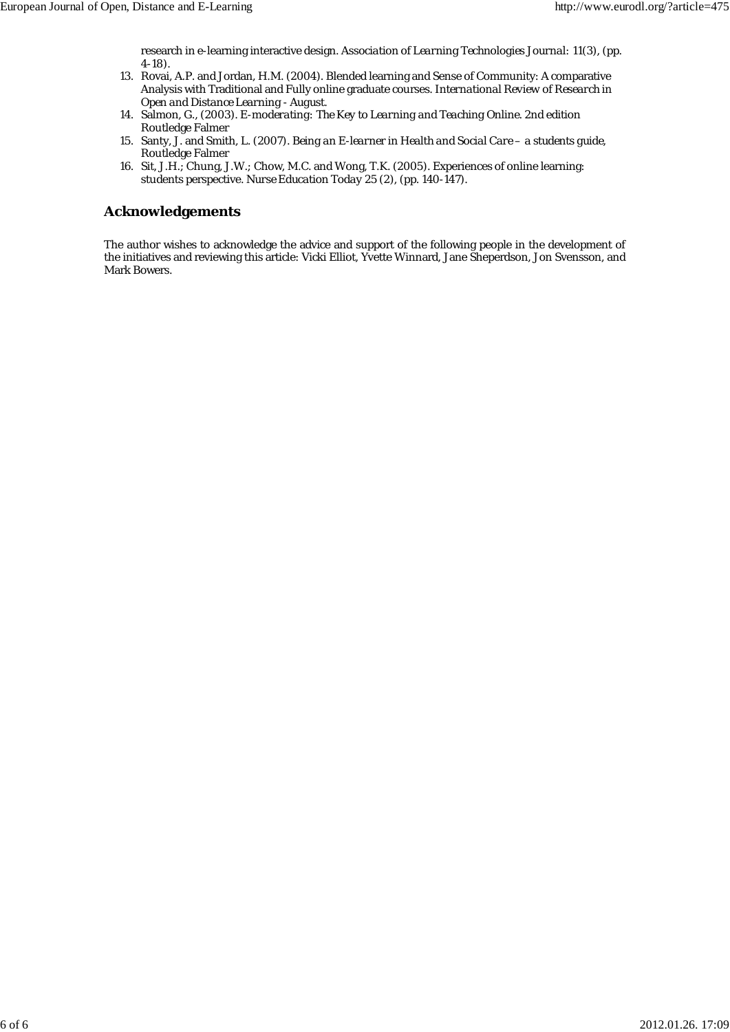research in e-learning interactive design. *Association of Learning Technologies Journal*: 11(3), (pp. 4-18).

13. Rovai, A.P. and Jordan, H.M. (2004). Blended learning and Sense of Community: A comparative Analysis with Traditional and Fully online graduate courses. *International Review of Research in Open and Distance Learning* - August.
14. Salmon, G., (2003). *E-moderating: The Key to Learning and Teaching Online*. 2nd edition Routledge Falmer
15. Santy, J. and Smith, L. (2007). *Being an E-learner in Health and Social Care* – a students guide, Routledge Falmer
16. Sit, J.H.; Chung, J.W.; Chow, M.C. and Wong, T.K. (2005). Experiences of online learning: students perspective. *Nurse Education Today* 25 (2), (pp. 140-147).

## Acknowledgements

The author wishes to acknowledge the advice and support of the following people in the development of the initiatives and reviewing this article: Vicki Elliot, Yvette Winnard, Jane Sheperdson, Jon Svensson, and Mark Bowers.